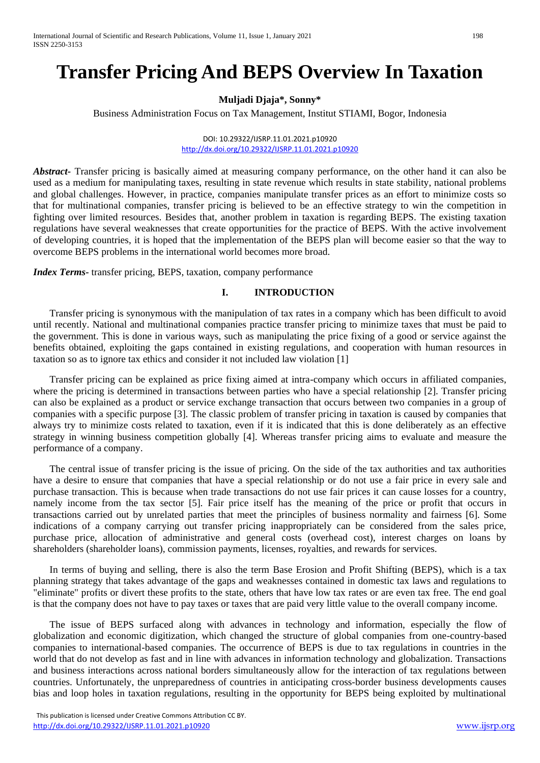# Transfer Pricing And BEPS Overview In Taxation

**Muljadi Djaja\*, Sonny\***

Business Administration Focus on Tax Management, Institut STIAMI, Bogor, Indonesia

DOI: 10.29322/IJSRP.11.01.2021.p10920
http://dx.doi.org/10.29322/IJSRP.11.01.2021.p10920

***Abstract-*** Transfer pricing is basically aimed at measuring company performance, on the other hand it can also be used as a medium for manipulating taxes, resulting in state revenue which results in state stability, national problems and global challenges. However, in practice, companies manipulate transfer prices as an effort to minimize costs so that for multinational companies, transfer pricing is believed to be an effective strategy to win the competition in fighting over limited resources. Besides that, another problem in taxation is regarding BEPS. The existing taxation regulations have several weaknesses that create opportunities for the practice of BEPS. With the active involvement of developing countries, it is hoped that the implementation of the BEPS plan will become easier so that the way to overcome BEPS problems in the international world becomes more broad.

***Index Terms-*** transfer pricing, BEPS, taxation, company performance

## I. INTRODUCTION

Transfer pricing is synonymous with the manipulation of tax rates in a company which has been difficult to avoid until recently. National and multinational companies practice transfer pricing to minimize taxes that must be paid to the government. This is done in various ways, such as manipulating the price fixing of a good or service against the benefits obtained, exploiting the gaps contained in existing regulations, and cooperation with human resources in taxation so as to ignore tax ethics and consider it not included law violation [1]

Transfer pricing can be explained as price fixing aimed at intra-company which occurs in affiliated companies, where the pricing is determined in transactions between parties who have a special relationship [2]. Transfer pricing can also be explained as a product or service exchange transaction that occurs between two companies in a group of companies with a specific purpose [3]. The classic problem of transfer pricing in taxation is caused by companies that always try to minimize costs related to taxation, even if it is indicated that this is done deliberately as an effective strategy in winning business competition globally [4]. Whereas transfer pricing aims to evaluate and measure the performance of a company.

The central issue of transfer pricing is the issue of pricing. On the side of the tax authorities and tax authorities have a desire to ensure that companies that have a special relationship or do not use a fair price in every sale and purchase transaction. This is because when trade transactions do not use fair prices it can cause losses for a country, namely income from the tax sector [5]. Fair price itself has the meaning of the price or profit that occurs in transactions carried out by unrelated parties that meet the principles of business normality and fairness [6]. Some indications of a company carrying out transfer pricing inappropriately can be considered from the sales price, purchase price, allocation of administrative and general costs (overhead cost), interest charges on loans by shareholders (shareholder loans), commission payments, licenses, royalties, and rewards for services.

In terms of buying and selling, there is also the term Base Erosion and Profit Shifting (BEPS), which is a tax planning strategy that takes advantage of the gaps and weaknesses contained in domestic tax laws and regulations to "eliminate" profits or divert these profits to the state, others that have low tax rates or are even tax free. The end goal is that the company does not have to pay taxes or taxes that are paid very little value to the overall company income.

The issue of BEPS surfaced along with advances in technology and information, especially the flow of globalization and economic digitization, which changed the structure of global companies from one-country-based companies to international-based companies. The occurrence of BEPS is due to tax regulations in countries in the world that do not develop as fast and in line with advances in information technology and globalization. Transactions and business interactions across national borders simultaneously allow for the interaction of tax regulations between countries. Unfortunately, the unpreparedness of countries in anticipating cross-border business developments causes bias and loop holes in taxation regulations, resulting in the opportunity for BEPS being exploited by multinational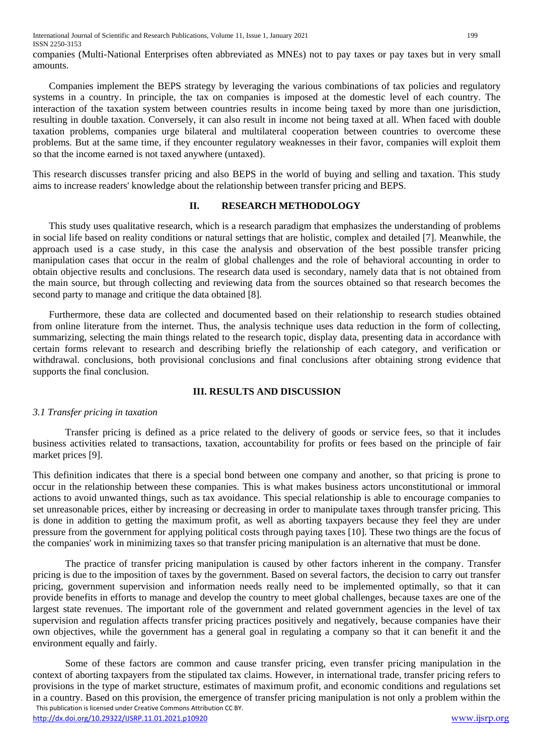companies (Multi-National Enterprises often abbreviated as MNEs) not to pay taxes or pay taxes but in very small amounts.

Companies implement the BEPS strategy by leveraging the various combinations of tax policies and regulatory systems in a country. In principle, the tax on companies is imposed at the domestic level of each country. The interaction of the taxation system between countries results in income being taxed by more than one jurisdiction, resulting in double taxation. Conversely, it can also result in income not being taxed at all. When faced with double taxation problems, companies urge bilateral and multilateral cooperation between countries to overcome these problems. But at the same time, if they encounter regulatory weaknesses in their favor, companies will exploit them so that the income earned is not taxed anywhere (untaxed).

This research discusses transfer pricing and also BEPS in the world of buying and selling and taxation. This study aims to increase readers' knowledge about the relationship between transfer pricing and BEPS.

## II. RESEARCH METHODOLOGY

This study uses qualitative research, which is a research paradigm that emphasizes the understanding of problems in social life based on reality conditions or natural settings that are holistic, complex and detailed [7]. Meanwhile, the approach used is a case study, in this case the analysis and observation of the best possible transfer pricing manipulation cases that occur in the realm of global challenges and the role of behavioral accounting in order to obtain objective results and conclusions. The research data used is secondary, namely data that is not obtained from the main source, but through collecting and reviewing data from the sources obtained so that research becomes the second party to manage and critique the data obtained [8].

Furthermore, these data are collected and documented based on their relationship to research studies obtained from online literature from the internet. Thus, the analysis technique uses data reduction in the form of collecting, summarizing, selecting the main things related to the research topic, display data, presenting data in accordance with certain forms relevant to research and describing briefly the relationship of each category, and verification or withdrawal. conclusions, both provisional conclusions and final conclusions after obtaining strong evidence that supports the final conclusion.

## III. RESULTS AND DISCUSSION

### *3.1 Transfer pricing in taxation*

Transfer pricing is defined as a price related to the delivery of goods or service fees, so that it includes business activities related to transactions, taxation, accountability for profits or fees based on the principle of fair market prices [9].

This definition indicates that there is a special bond between one company and another, so that pricing is prone to occur in the relationship between these companies. This is what makes business actors unconstitutional or immoral actions to avoid unwanted things, such as tax avoidance. This special relationship is able to encourage companies to set unreasonable prices, either by increasing or decreasing in order to manipulate taxes through transfer pricing. This is done in addition to getting the maximum profit, as well as aborting taxpayers because they feel they are under pressure from the government for applying political costs through paying taxes [10]. These two things are the focus of the companies' work in minimizing taxes so that transfer pricing manipulation is an alternative that must be done.

The practice of transfer pricing manipulation is caused by other factors inherent in the company. Transfer pricing is due to the imposition of taxes by the government. Based on several factors, the decision to carry out transfer pricing, government supervision and information needs really need to be implemented optimally, so that it can provide benefits in efforts to manage and develop the country to meet global challenges, because taxes are one of the largest state revenues. The important role of the government and related government agencies in the level of tax supervision and regulation affects transfer pricing practices positively and negatively, because companies have their own objectives, while the government has a general goal in regulating a company so that it can benefit it and the environment equally and fairly.

Some of these factors are common and cause transfer pricing, even transfer pricing manipulation in the context of aborting taxpayers from the stipulated tax claims. However, in international trade, transfer pricing refers to provisions in the type of market structure, estimates of maximum profit, and economic conditions and regulations set in a country. Based on this provision, the emergence of transfer pricing manipulation is not only a problem within the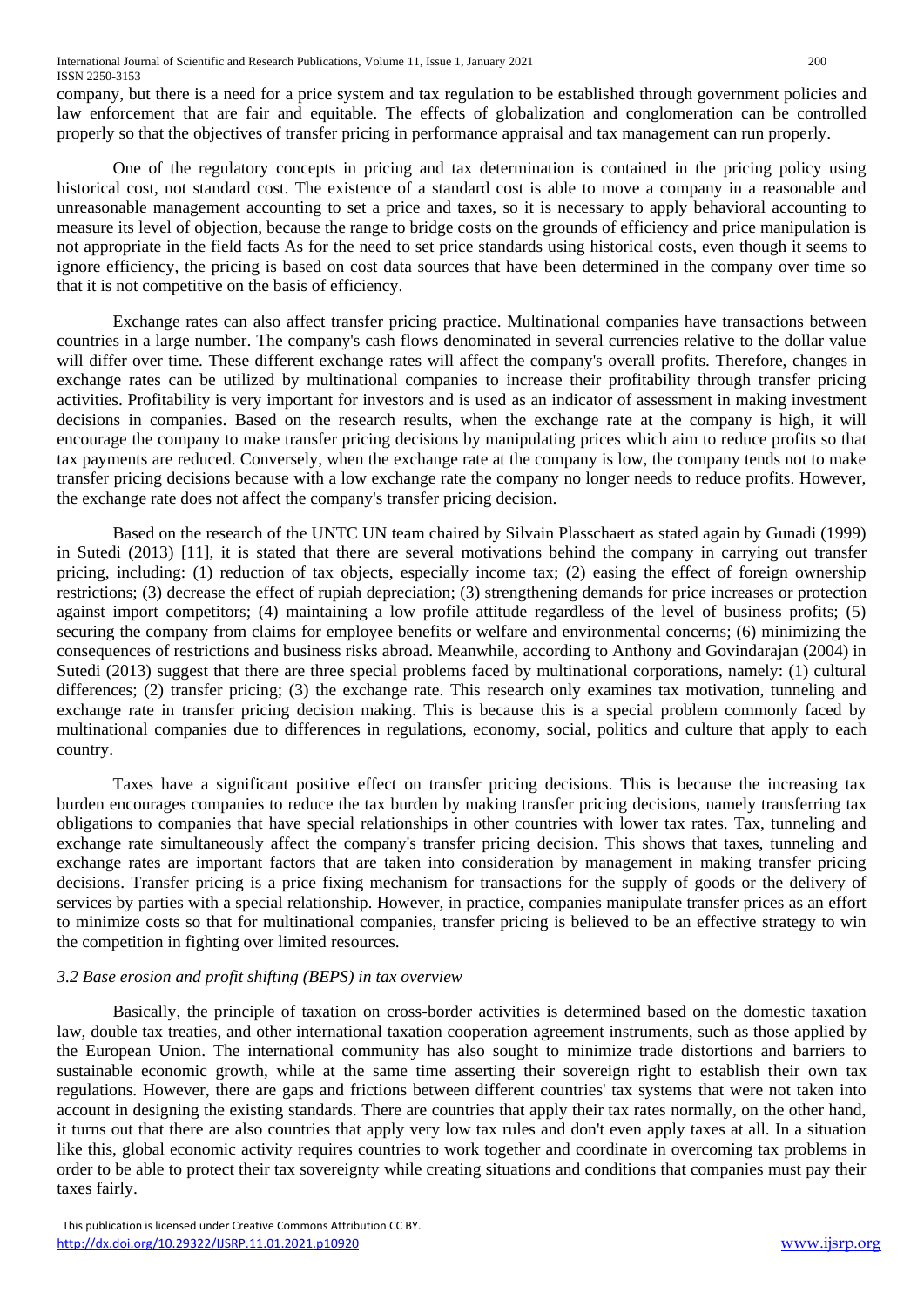company, but there is a need for a price system and tax regulation to be established through government policies and law enforcement that are fair and equitable. The effects of globalization and conglomeration can be controlled properly so that the objectives of transfer pricing in performance appraisal and tax management can run properly.

One of the regulatory concepts in pricing and tax determination is contained in the pricing policy using historical cost, not standard cost. The existence of a standard cost is able to move a company in a reasonable and unreasonable management accounting to set a price and taxes, so it is necessary to apply behavioral accounting to measure its level of objection, because the range to bridge costs on the grounds of efficiency and price manipulation is not appropriate in the field facts As for the need to set price standards using historical costs, even though it seems to ignore efficiency, the pricing is based on cost data sources that have been determined in the company over time so that it is not competitive on the basis of efficiency.

Exchange rates can also affect transfer pricing practice. Multinational companies have transactions between countries in a large number. The company's cash flows denominated in several currencies relative to the dollar value will differ over time. These different exchange rates will affect the company's overall profits. Therefore, changes in exchange rates can be utilized by multinational companies to increase their profitability through transfer pricing activities. Profitability is very important for investors and is used as an indicator of assessment in making investment decisions in companies. Based on the research results, when the exchange rate at the company is high, it will encourage the company to make transfer pricing decisions by manipulating prices which aim to reduce profits so that tax payments are reduced. Conversely, when the exchange rate at the company is low, the company tends not to make transfer pricing decisions because with a low exchange rate the company no longer needs to reduce profits. However, the exchange rate does not affect the company's transfer pricing decision.

Based on the research of the UNTC UN team chaired by Silvain Plasschaert as stated again by Gunadi (1999) in Sutedi (2013) [11], it is stated that there are several motivations behind the company in carrying out transfer pricing, including: (1) reduction of tax objects, especially income tax; (2) easing the effect of foreign ownership restrictions; (3) decrease the effect of rupiah depreciation; (3) strengthening demands for price increases or protection against import competitors; (4) maintaining a low profile attitude regardless of the level of business profits; (5) securing the company from claims for employee benefits or welfare and environmental concerns; (6) minimizing the consequences of restrictions and business risks abroad. Meanwhile, according to Anthony and Govindarajan (2004) in Sutedi (2013) suggest that there are three special problems faced by multinational corporations, namely: (1) cultural differences; (2) transfer pricing; (3) the exchange rate. This research only examines tax motivation, tunneling and exchange rate in transfer pricing decision making. This is because this is a special problem commonly faced by multinational companies due to differences in regulations, economy, social, politics and culture that apply to each country.

Taxes have a significant positive effect on transfer pricing decisions. This is because the increasing tax burden encourages companies to reduce the tax burden by making transfer pricing decisions, namely transferring tax obligations to companies that have special relationships in other countries with lower tax rates. Tax, tunneling and exchange rate simultaneously affect the company's transfer pricing decision. This shows that taxes, tunneling and exchange rates are important factors that are taken into consideration by management in making transfer pricing decisions. Transfer pricing is a price fixing mechanism for transactions for the supply of goods or the delivery of services by parties with a special relationship. However, in practice, companies manipulate transfer prices as an effort to minimize costs so that for multinational companies, transfer pricing is believed to be an effective strategy to win the competition in fighting over limited resources.

### *3.2 Base erosion and profit shifting (BEPS) in tax overview*

Basically, the principle of taxation on cross-border activities is determined based on the domestic taxation law, double tax treaties, and other international taxation cooperation agreement instruments, such as those applied by the European Union. The international community has also sought to minimize trade distortions and barriers to sustainable economic growth, while at the same time asserting their sovereign right to establish their own tax regulations. However, there are gaps and frictions between different countries' tax systems that were not taken into account in designing the existing standards. There are countries that apply their tax rates normally, on the other hand, it turns out that there are also countries that apply very low tax rules and don't even apply taxes at all. In a situation like this, global economic activity requires countries to work together and coordinate in overcoming tax problems in order to be able to protect their tax sovereignty while creating situations and conditions that companies must pay their taxes fairly.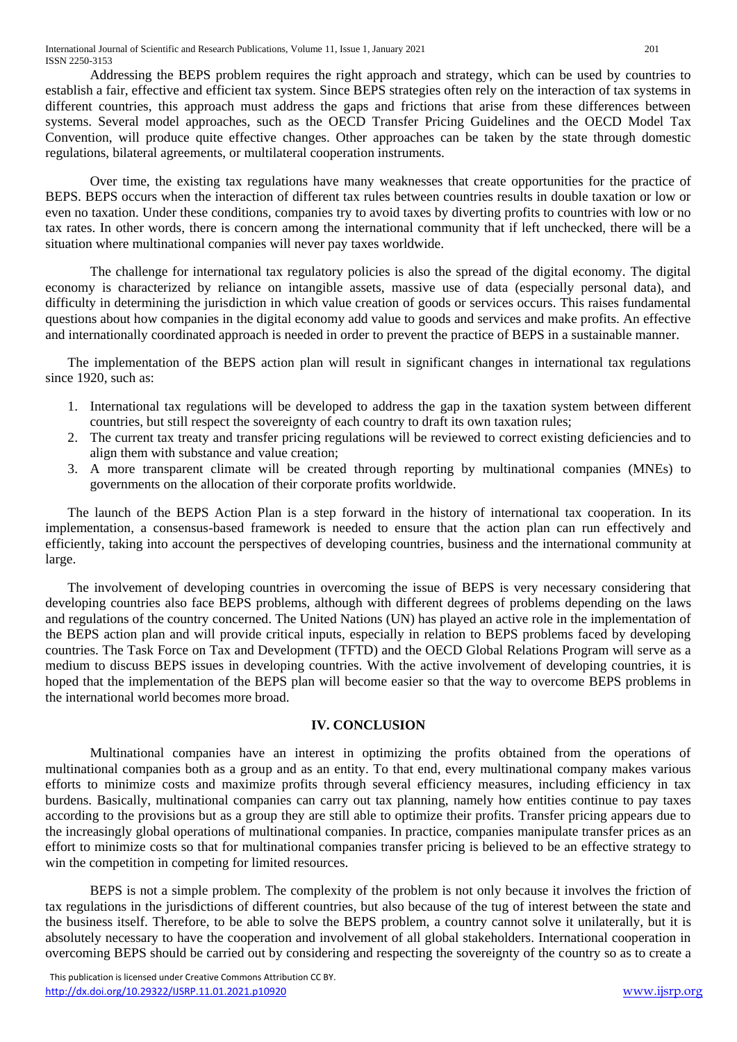Addressing the BEPS problem requires the right approach and strategy, which can be used by countries to establish a fair, effective and efficient tax system. Since BEPS strategies often rely on the interaction of tax systems in different countries, this approach must address the gaps and frictions that arise from these differences between systems. Several model approaches, such as the OECD Transfer Pricing Guidelines and the OECD Model Tax Convention, will produce quite effective changes. Other approaches can be taken by the state through domestic regulations, bilateral agreements, or multilateral cooperation instruments.

Over time, the existing tax regulations have many weaknesses that create opportunities for the practice of BEPS. BEPS occurs when the interaction of different tax rules between countries results in double taxation or low or even no taxation. Under these conditions, companies try to avoid taxes by diverting profits to countries with low or no tax rates. In other words, there is concern among the international community that if left unchecked, there will be a situation where multinational companies will never pay taxes worldwide.

The challenge for international tax regulatory policies is also the spread of the digital economy. The digital economy is characterized by reliance on intangible assets, massive use of data (especially personal data), and difficulty in determining the jurisdiction in which value creation of goods or services occurs. This raises fundamental questions about how companies in the digital economy add value to goods and services and make profits. An effective and internationally coordinated approach is needed in order to prevent the practice of BEPS in a sustainable manner.

The implementation of the BEPS action plan will result in significant changes in international tax regulations since 1920, such as:

1. International tax regulations will be developed to address the gap in the taxation system between different countries, but still respect the sovereignty of each country to draft its own taxation rules;
2. The current tax treaty and transfer pricing regulations will be reviewed to correct existing deficiencies and to align them with substance and value creation;
3. A more transparent climate will be created through reporting by multinational companies (MNEs) to governments on the allocation of their corporate profits worldwide.

The launch of the BEPS Action Plan is a step forward in the history of international tax cooperation. In its implementation, a consensus-based framework is needed to ensure that the action plan can run effectively and efficiently, taking into account the perspectives of developing countries, business and the international community at large.

The involvement of developing countries in overcoming the issue of BEPS is very necessary considering that developing countries also face BEPS problems, although with different degrees of problems depending on the laws and regulations of the country concerned. The United Nations (UN) has played an active role in the implementation of the BEPS action plan and will provide critical inputs, especially in relation to BEPS problems faced by developing countries. The Task Force on Tax and Development (TFTD) and the OECD Global Relations Program will serve as a medium to discuss BEPS issues in developing countries. With the active involvement of developing countries, it is hoped that the implementation of the BEPS plan will become easier so that the way to overcome BEPS problems in the international world becomes more broad.

## IV. CONCLUSION

Multinational companies have an interest in optimizing the profits obtained from the operations of multinational companies both as a group and as an entity. To that end, every multinational company makes various efforts to minimize costs and maximize profits through several efficiency measures, including efficiency in tax burdens. Basically, multinational companies can carry out tax planning, namely how entities continue to pay taxes according to the provisions but as a group they are still able to optimize their profits. Transfer pricing appears due to the increasingly global operations of multinational companies. In practice, companies manipulate transfer prices as an effort to minimize costs so that for multinational companies transfer pricing is believed to be an effective strategy to win the competition in competing for limited resources.

BEPS is not a simple problem. The complexity of the problem is not only because it involves the friction of tax regulations in the jurisdictions of different countries, but also because of the tug of interest between the state and the business itself. Therefore, to be able to solve the BEPS problem, a country cannot solve it unilaterally, but it is absolutely necessary to have the cooperation and involvement of all global stakeholders. International cooperation in overcoming BEPS should be carried out by considering and respecting the sovereignty of the country so as to create a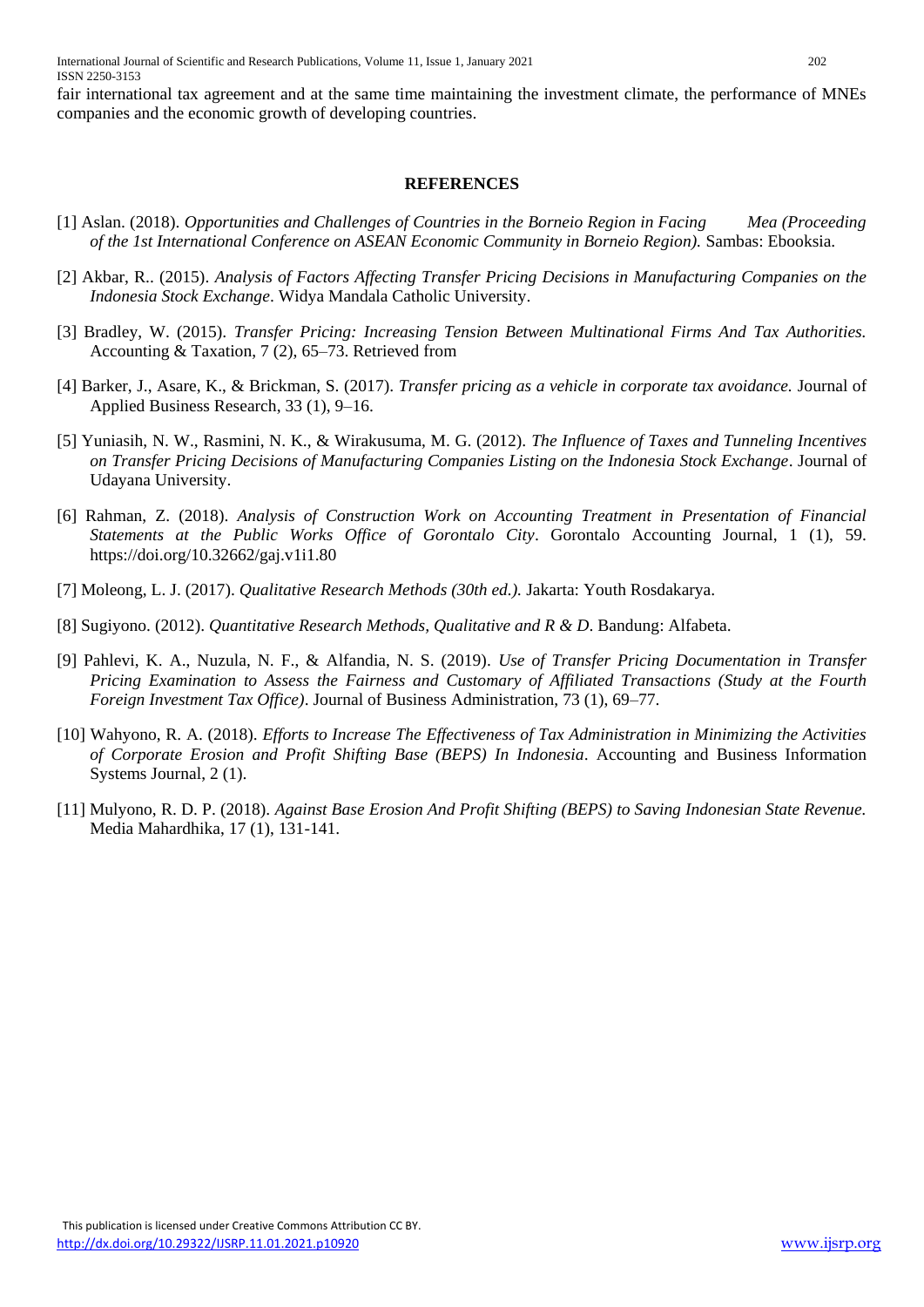fair international tax agreement and at the same time maintaining the investment climate, the performance of MNEs companies and the economic growth of developing countries.

## REFERENCES

[1] Aslan. (2018). *Opportunities and Challenges of Countries in the Borneio Region in Facing Mea (Proceeding of the 1st International Conference on ASEAN Economic Community in Borneio Region).* Sambas: Ebooksia.

[2] Akbar, R.. (2015). *Analysis of Factors Affecting Transfer Pricing Decisions in Manufacturing Companies on the Indonesia Stock Exchange*. Widya Mandala Catholic University.

[3] Bradley, W. (2015). *Transfer Pricing: Increasing Tension Between Multinational Firms And Tax Authorities.* Accounting & Taxation, 7 (2), 65–73. Retrieved from

[4] Barker, J., Asare, K., & Brickman, S. (2017). *Transfer pricing as a vehicle in corporate tax avoidance.* Journal of Applied Business Research, 33 (1), 9–16.

[5] Yuniasih, N. W., Rasmini, N. K., & Wirakusuma, M. G. (2012). *The Influence of Taxes and Tunneling Incentives on Transfer Pricing Decisions of Manufacturing Companies Listing on the Indonesia Stock Exchange*. Journal of Udayana University.

[6] Rahman, Z. (2018). *Analysis of Construction Work on Accounting Treatment in Presentation of Financial Statements at the Public Works Office of Gorontalo City*. Gorontalo Accounting Journal, 1 (1), 59. https://doi.org/10.32662/gaj.v1i1.80

[7] Moleong, L. J. (2017). *Qualitative Research Methods (30th ed.).* Jakarta: Youth Rosdakarya.

[8] Sugiyono. (2012). *Quantitative Research Methods, Qualitative and R & D*. Bandung: Alfabeta.

[9] Pahlevi, K. A., Nuzula, N. F., & Alfandia, N. S. (2019). *Use of Transfer Pricing Documentation in Transfer Pricing Examination to Assess the Fairness and Customary of Affiliated Transactions (Study at the Fourth Foreign Investment Tax Office)*. Journal of Business Administration, 73 (1), 69–77.

[10] Wahyono, R. A. (2018). *Efforts to Increase The Effectiveness of Tax Administration in Minimizing the Activities of Corporate Erosion and Profit Shifting Base (BEPS) In Indonesia*. Accounting and Business Information Systems Journal, 2 (1).

[11] Mulyono, R. D. P. (2018). *Against Base Erosion And Profit Shifting (BEPS) to Saving Indonesian State Revenue.* Media Mahardhika, 17 (1), 131-141.